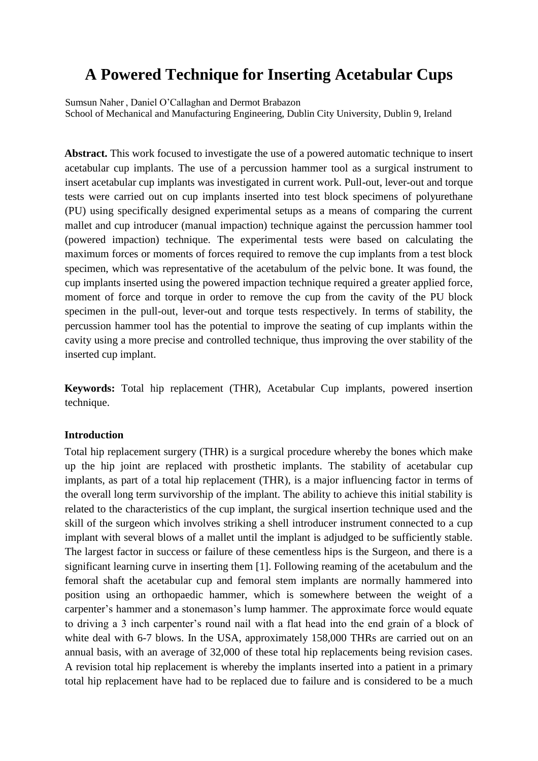# A Powered Technique for Inserting Acetabular Cups

Sumsun Naher , Daniel O'Callaghan and Dermot Brabazon
School of Mechanical and Manufacturing Engineering, Dublin City University, Dublin 9, Ireland

**Abstract.** This work focused to investigate the use of a powered automatic technique to insert acetabular cup implants. The use of a percussion hammer tool as a surgical instrument to insert acetabular cup implants was investigated in current work. Pull-out, lever-out and torque tests were carried out on cup implants inserted into test block specimens of polyurethane (PU) using specifically designed experimental setups as a means of comparing the current mallet and cup introducer (manual impaction) technique against the percussion hammer tool (powered impaction) technique. The experimental tests were based on calculating the maximum forces or moments of forces required to remove the cup implants from a test block specimen, which was representative of the acetabulum of the pelvic bone. It was found, the cup implants inserted using the powered impaction technique required a greater applied force, moment of force and torque in order to remove the cup from the cavity of the PU block specimen in the pull-out, lever-out and torque tests respectively. In terms of stability, the percussion hammer tool has the potential to improve the seating of cup implants within the cavity using a more precise and controlled technique, thus improving the over stability of the inserted cup implant.

**Keywords:** Total hip replacement (THR), Acetabular Cup implants, powered insertion technique.

## Introduction

Total hip replacement surgery (THR) is a surgical procedure whereby the bones which make up the hip joint are replaced with prosthetic implants. The stability of acetabular cup implants, as part of a total hip replacement (THR), is a major influencing factor in terms of the overall long term survivorship of the implant. The ability to achieve this initial stability is related to the characteristics of the cup implant, the surgical insertion technique used and the skill of the surgeon which involves striking a shell introducer instrument connected to a cup implant with several blows of a mallet until the implant is adjudged to be sufficiently stable. The largest factor in success or failure of these cementless hips is the Surgeon, and there is a significant learning curve in inserting them [1]. Following reaming of the acetabulum and the femoral shaft the acetabular cup and femoral stem implants are normally hammered into position using an orthopaedic hammer, which is somewhere between the weight of a carpenter's hammer and a stonemason's lump hammer. The approximate force would equate to driving a 3 inch carpenter's round nail with a flat head into the end grain of a block of white deal with 6-7 blows. In the USA, approximately 158,000 THRs are carried out on an annual basis, with an average of 32,000 of these total hip replacements being revision cases. A revision total hip replacement is whereby the implants inserted into a patient in a primary total hip replacement have had to be replaced due to failure and is considered to be a much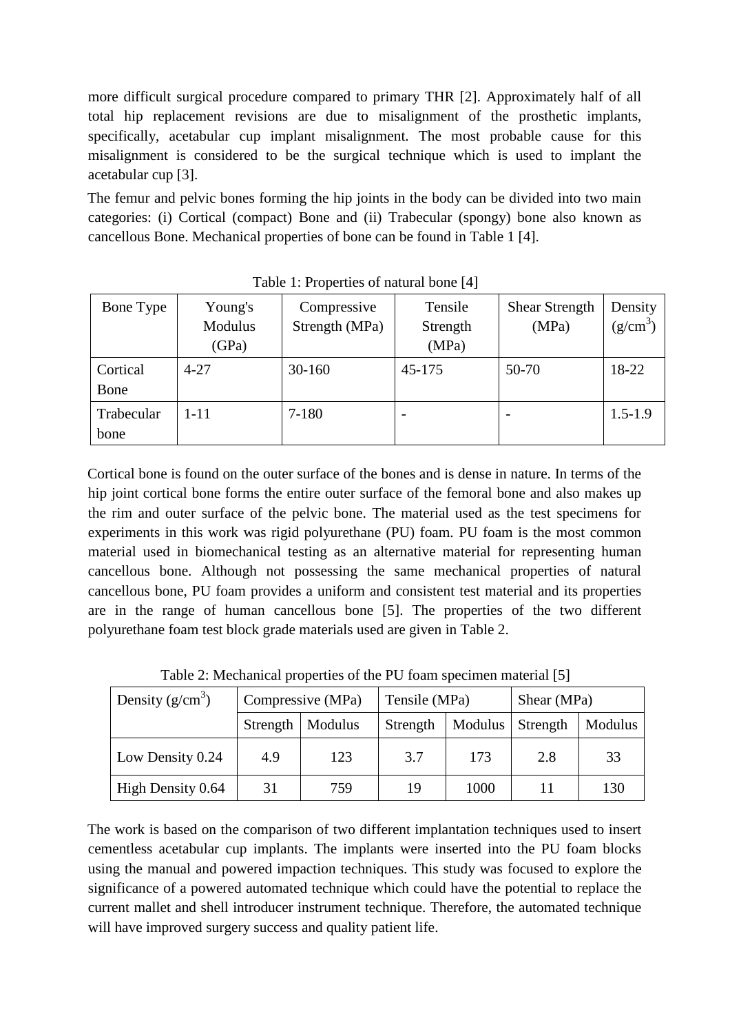more difficult surgical procedure compared to primary THR [2]. Approximately half of all total hip replacement revisions are due to misalignment of the prosthetic implants, specifically, acetabular cup implant misalignment. The most probable cause for this misalignment is considered to be the surgical technique which is used to implant the acetabular cup [3].

The femur and pelvic bones forming the hip joints in the body can be divided into two main categories: (i) Cortical (compact) Bone and (ii) Trabecular (spongy) bone also known as cancellous Bone. Mechanical properties of bone can be found in Table 1 [4].

Table 1: Properties of natural bone [4]

| Bone Type | Young's Modulus (GPa) | Compressive Strength (MPa) | Tensile Strength (MPa) | Shear Strength (MPa) | Density ($g/cm^3$) |
|---|---|---|---|---|---|
| Cortical Bone | 4-27 | 30-160 | 45-175 | 50-70 | 18-22 |
| Trabecular bone | 1-11 | 7-180 | - | - | 1.5-1.9 |

Cortical bone is found on the outer surface of the bones and is dense in nature. In terms of the hip joint cortical bone forms the entire outer surface of the femoral bone and also makes up the rim and outer surface of the pelvic bone. The material used as the test specimens for experiments in this work was rigid polyurethane (PU) foam. PU foam is the most common material used in biomechanical testing as an alternative material for representing human cancellous bone. Although not possessing the same mechanical properties of natural cancellous bone, PU foam provides a uniform and consistent test material and its properties are in the range of human cancellous bone [5]. The properties of the two different polyurethane foam test block grade materials used are given in Table 2.

Table 2: Mechanical properties of the PU foam specimen material [5]

| Density ($g/cm^3$) | Compressive (MPa) | | Tensile (MPa) | | Shear (MPa) | |
|---|---|---|---|---|---|---|
| | Strength | Modulus | Strength | Modulus | Strength | Modulus |
| Low Density 0.24 | 4.9 | 123 | 3.7 | 173 | 2.8 | 33 |
| High Density 0.64 | 31 | 759 | 19 | 1000 | 11 | 130 |

The work is based on the comparison of two different implantation techniques used to insert cementless acetabular cup implants. The implants were inserted into the PU foam blocks using the manual and powered impaction techniques. This study was focused to explore the significance of a powered automated technique which could have the potential to replace the current mallet and shell introducer instrument technique. Therefore, the automated technique will have improved surgery success and quality patient life.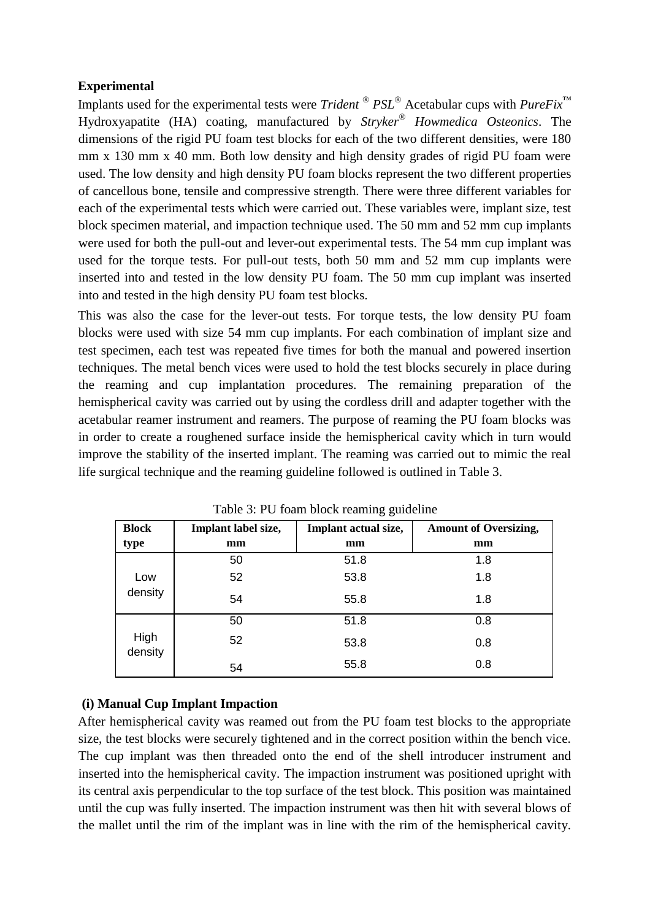### Experimental

Implants used for the experimental tests were *Trident* ® *PSL*® Acetabular cups with *PureFix*™ Hydroxyapatite (HA) coating, manufactured by *Stryker*® *Howmedica Osteonics*. The dimensions of the rigid PU foam test blocks for each of the two different densities, were 180 mm x 130 mm x 40 mm. Both low density and high density grades of rigid PU foam were used. The low density and high density PU foam blocks represent the two different properties of cancellous bone, tensile and compressive strength. There were three different variables for each of the experimental tests which were carried out. These variables were, implant size, test block specimen material, and impaction technique used. The 50 mm and 52 mm cup implants were used for both the pull-out and lever-out experimental tests. The 54 mm cup implant was used for the torque tests. For pull-out tests, both 50 mm and 52 mm cup implants were inserted into and tested in the low density PU foam. The 50 mm cup implant was inserted into and tested in the high density PU foam test blocks.

This was also the case for the lever-out tests. For torque tests, the low density PU foam blocks were used with size 54 mm cup implants. For each combination of implant size and test specimen, each test was repeated five times for both the manual and powered insertion techniques. The metal bench vices were used to hold the test blocks securely in place during the reaming and cup implantation procedures. The remaining preparation of the hemispherical cavity was carried out by using the cordless drill and adapter together with the acetabular reamer instrument and reamers. The purpose of reaming the PU foam blocks was in order to create a roughened surface inside the hemispherical cavity which in turn would improve the stability of the inserted implant. The reaming was carried out to mimic the real life surgical technique and the reaming guideline followed is outlined in Table 3.

Table 3: PU foam block reaming guideline

| Block type | Implant label size, mm | Implant actual size, mm | Amount of Oversizing, mm |
|---|---|---|---|
| Low density | 50 | 51.8 | 1.8 |
| | 52 | 53.8 | 1.8 |
| | 54 | 55.8 | 1.8 |
| High density | 50 | 51.8 | 0.8 |
| | 52 | 53.8 | 0.8 |
| | 54 | 55.8 | 0.8 |

**(i) Manual Cup Implant Impaction**

After hemispherical cavity was reamed out from the PU foam test blocks to the appropriate size, the test blocks were securely tightened and in the correct position within the bench vice. The cup implant was then threaded onto the end of the shell introducer instrument and inserted into the hemispherical cavity. The impaction instrument was positioned upright with its central axis perpendicular to the top surface of the test block. This position was maintained until the cup was fully inserted. The impaction instrument was then hit with several blows of the mallet until the rim of the implant was in line with the rim of the hemispherical cavity.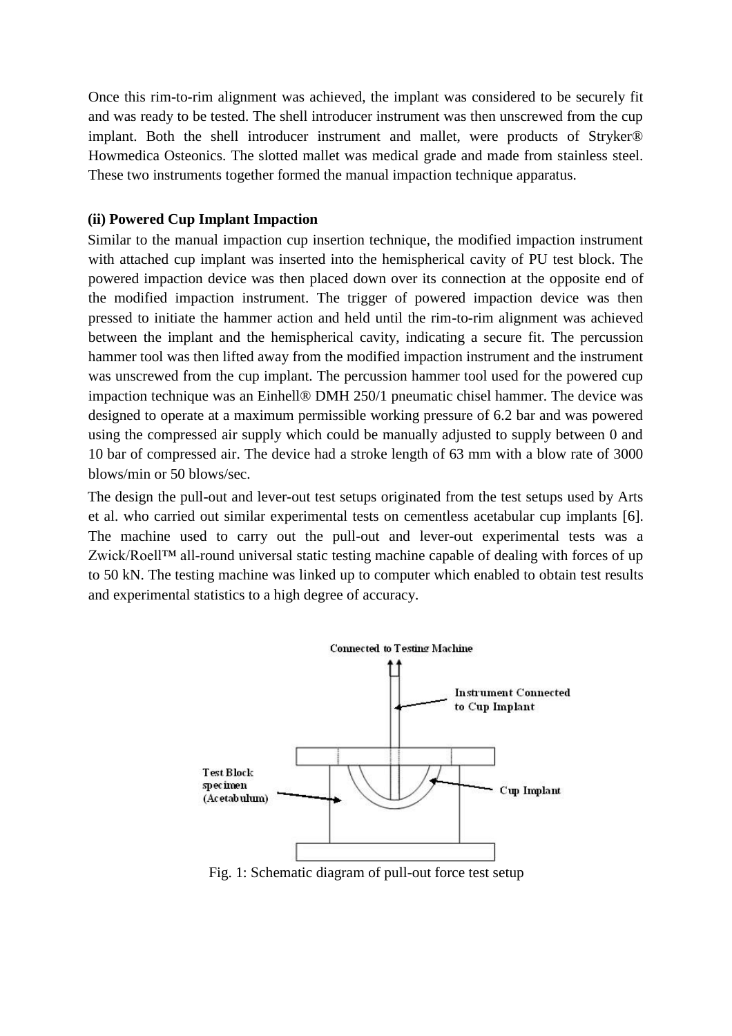Once this rim-to-rim alignment was achieved, the implant was considered to be securely fit and was ready to be tested. The shell introducer instrument was then unscrewed from the cup implant. Both the shell introducer instrument and mallet, were products of Stryker® Howmedica Osteonics. The slotted mallet was medical grade and made from stainless steel. These two instruments together formed the manual impaction technique apparatus.

**(ii) Powered Cup Implant Impaction**

Similar to the manual impaction cup insertion technique, the modified impaction instrument with attached cup implant was inserted into the hemispherical cavity of PU test block. The powered impaction device was then placed down over its connection at the opposite end of the modified impaction instrument. The trigger of powered impaction device was then pressed to initiate the hammer action and held until the rim-to-rim alignment was achieved between the implant and the hemispherical cavity, indicating a secure fit. The percussion hammer tool was then lifted away from the modified impaction instrument and the instrument was unscrewed from the cup implant. The percussion hammer tool used for the powered cup impaction technique was an Einhell® DMH 250/1 pneumatic chisel hammer. The device was designed to operate at a maximum permissible working pressure of 6.2 bar and was powered using the compressed air supply which could be manually adjusted to supply between 0 and 10 bar of compressed air. The device had a stroke length of 63 mm with a blow rate of 3000 blows/min or 50 blows/sec.

The design the pull-out and lever-out test setups originated from the test setups used by Arts et al. who carried out similar experimental tests on cementless acetabular cup implants [6]. The machine used to carry out the pull-out and lever-out experimental tests was a Zwick/Roell™ all-round universal static testing machine capable of dealing with forces of up to 50 kN. The testing machine was linked up to computer which enabled to obtain test results and experimental statistics to a high degree of accuracy.

Fig. 1: Schematic diagram of pull-out force test setup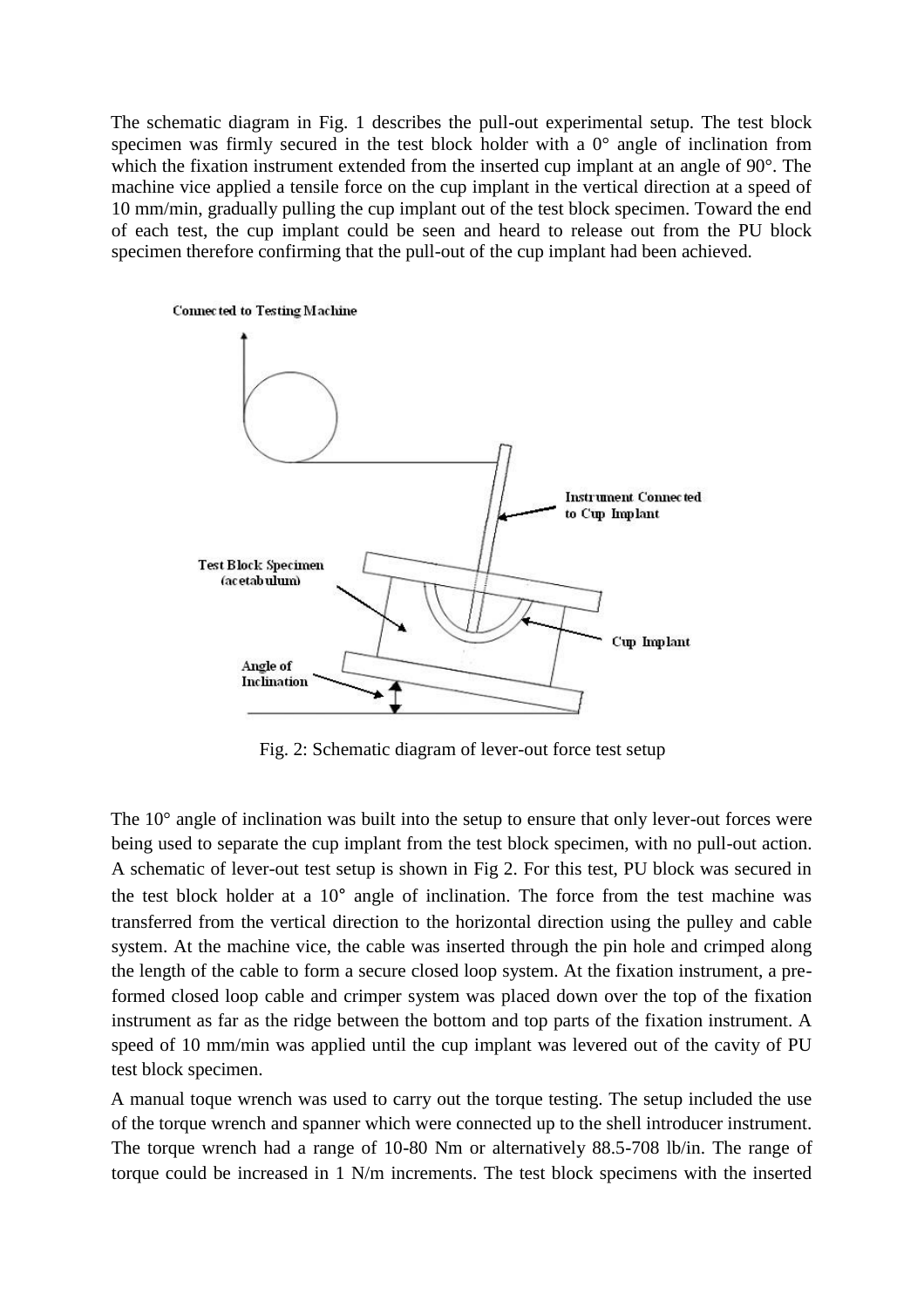The schematic diagram in Fig. 1 describes the pull-out experimental setup. The test block specimen was firmly secured in the test block holder with a 0° angle of inclination from which the fixation instrument extended from the inserted cup implant at an angle of 90°. The machine vice applied a tensile force on the cup implant in the vertical direction at a speed of 10 mm/min, gradually pulling the cup implant out of the test block specimen. Toward the end of each test, the cup implant could be seen and heard to release out from the PU block specimen therefore confirming that the pull-out of the cup implant had been achieved.

Fig. 2: Schematic diagram of lever-out force test setup

The 10° angle of inclination was built into the setup to ensure that only lever-out forces were being used to separate the cup implant from the test block specimen, with no pull-out action. A schematic of lever-out test setup is shown in Fig 2. For this test, PU block was secured in the test block holder at a 10° angle of inclination. The force from the test machine was transferred from the vertical direction to the horizontal direction using the pulley and cable system. At the machine vice, the cable was inserted through the pin hole and crimped along the length of the cable to form a secure closed loop system. At the fixation instrument, a pre-formed closed loop cable and crimper system was placed down over the top of the fixation instrument as far as the ridge between the bottom and top parts of the fixation instrument. A speed of 10 mm/min was applied until the cup implant was levered out of the cavity of PU test block specimen.

A manual toque wrench was used to carry out the torque testing. The setup included the use of the torque wrench and spanner which were connected up to the shell introducer instrument. The torque wrench had a range of 10-80 Nm or alternatively 88.5-708 lb/in. The range of torque could be increased in 1 N/m increments. The test block specimens with the inserted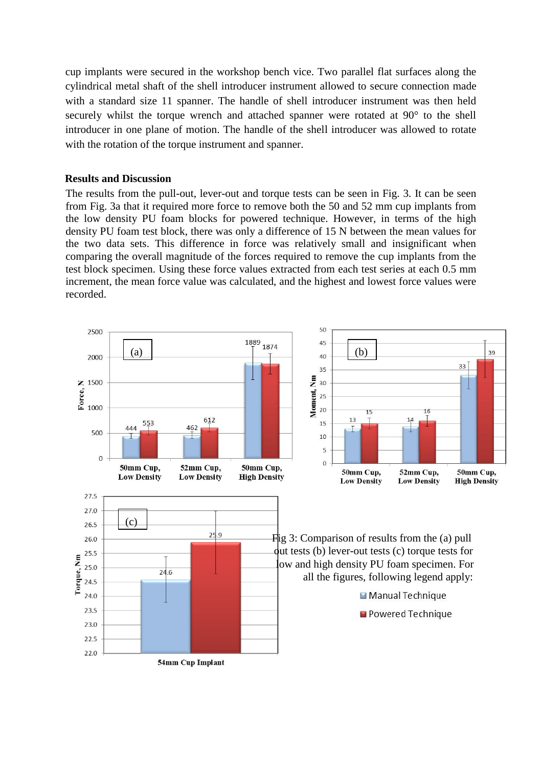cup implants were secured in the workshop bench vice. Two parallel flat surfaces along the cylindrical metal shaft of the shell introducer instrument allowed to secure connection made with a standard size 11 spanner. The handle of shell introducer instrument was then held securely whilst the torque wrench and attached spanner were rotated at 90° to the shell introducer in one plane of motion. The handle of the shell introducer was allowed to rotate with the rotation of the torque instrument and spanner.

## Results and Discussion

The results from the pull-out, lever-out and torque tests can be seen in Fig. 3. It can be seen from Fig. 3a that it required more force to remove both the 50 and 52 mm cup implants from the low density PU foam blocks for powered technique. However, in terms of the high density PU foam test block, there was only a difference of 15 N between the mean values for the two data sets. This difference in force was relatively small and insignificant when comparing the overall magnitude of the forces required to remove the cup implants from the test block specimen. Using these force values extracted from each test series at each 0.5 mm increment, the mean force value was calculated, and the highest and lowest force values were recorded.

Fig 3: Comparison of results from the (a) pull out tests (b) lever-out tests (c) torque tests for low and high density PU foam specimen. For all the figures, following legend apply:

- Manual Technique
- Powered Technique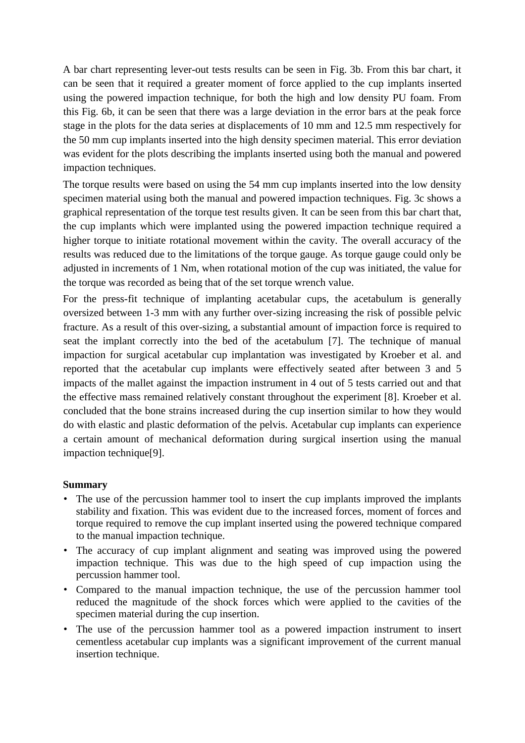A bar chart representing lever-out tests results can be seen in Fig. 3b. From this bar chart, it can be seen that it required a greater moment of force applied to the cup implants inserted using the powered impaction technique, for both the high and low density PU foam. From this Fig. 6b, it can be seen that there was a large deviation in the error bars at the peak force stage in the plots for the data series at displacements of 10 mm and 12.5 mm respectively for the 50 mm cup implants inserted into the high density specimen material. This error deviation was evident for the plots describing the implants inserted using both the manual and powered impaction techniques.

The torque results were based on using the 54 mm cup implants inserted into the low density specimen material using both the manual and powered impaction techniques. Fig. 3c shows a graphical representation of the torque test results given. It can be seen from this bar chart that, the cup implants which were implanted using the powered impaction technique required a higher torque to initiate rotational movement within the cavity. The overall accuracy of the results was reduced due to the limitations of the torque gauge. As torque gauge could only be adjusted in increments of 1 Nm, when rotational motion of the cup was initiated, the value for the torque was recorded as being that of the set torque wrench value.

For the press-fit technique of implanting acetabular cups, the acetabulum is generally oversized between 1-3 mm with any further over-sizing increasing the risk of possible pelvic fracture. As a result of this over-sizing, a substantial amount of impaction force is required to seat the implant correctly into the bed of the acetabulum [7]. The technique of manual impaction for surgical acetabular cup implantation was investigated by Kroeber et al. and reported that the acetabular cup implants were effectively seated after between 3 and 5 impacts of the mallet against the impaction instrument in 4 out of 5 tests carried out and that the effective mass remained relatively constant throughout the experiment [8]. Kroeber et al. concluded that the bone strains increased during the cup insertion similar to how they would do with elastic and plastic deformation of the pelvis. Acetabular cup implants can experience a certain amount of mechanical deformation during surgical insertion using the manual impaction technique[9].

**Summary**

- The use of the percussion hammer tool to insert the cup implants improved the implants stability and fixation. This was evident due to the increased forces, moment of forces and torque required to remove the cup implant inserted using the powered technique compared to the manual impaction technique.
- The accuracy of cup implant alignment and seating was improved using the powered impaction technique. This was due to the high speed of cup impaction using the percussion hammer tool.
- Compared to the manual impaction technique, the use of the percussion hammer tool reduced the magnitude of the shock forces which were applied to the cavities of the specimen material during the cup insertion.
- The use of the percussion hammer tool as a powered impaction instrument to insert cementless acetabular cup implants was a significant improvement of the current manual insertion technique.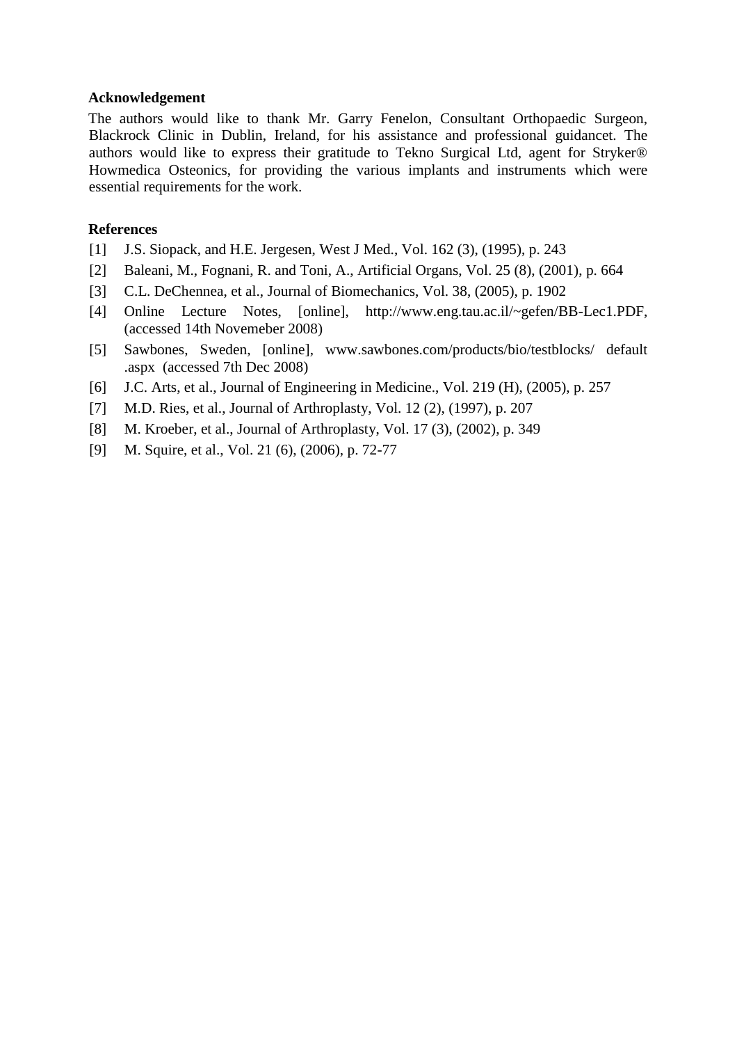**Acknowledgement**

The authors would like to thank Mr. Garry Fenelon, Consultant Orthopaedic Surgeon, Blackrock Clinic in Dublin, Ireland, for his assistance and professional guidancet. The authors would like to express their gratitude to Tekno Surgical Ltd, agent for Stryker® Howmedica Osteonics, for providing the various implants and instruments which were essential requirements for the work.

**References**

[1] J.S. Siopack, and H.E. Jergesen, West J Med., Vol. 162 (3), (1995), p. 243

[2] Baleani, M., Fognani, R. and Toni, A., Artificial Organs, Vol. 25 (8), (2001), p. 664

[3] C.L. DeChennea, et al., Journal of Biomechanics, Vol. 38, (2005), p. 1902

[4] Online Lecture Notes, [online], http://www.eng.tau.ac.il/~gefen/BB-Lec1.PDF, (accessed 14th Novemeber 2008)

[5] Sawbones, Sweden, [online], www.sawbones.com/products/bio/testblocks/ default .aspx (accessed 7th Dec 2008)

[6] J.C. Arts, et al., Journal of Engineering in Medicine., Vol. 219 (H), (2005), p. 257

[7] M.D. Ries, et al., Journal of Arthroplasty, Vol. 12 (2), (1997), p. 207

[8] M. Kroeber, et al., Journal of Arthroplasty, Vol. 17 (3), (2002), p. 349

[9] M. Squire, et al., Vol. 21 (6), (2006), p. 72-77